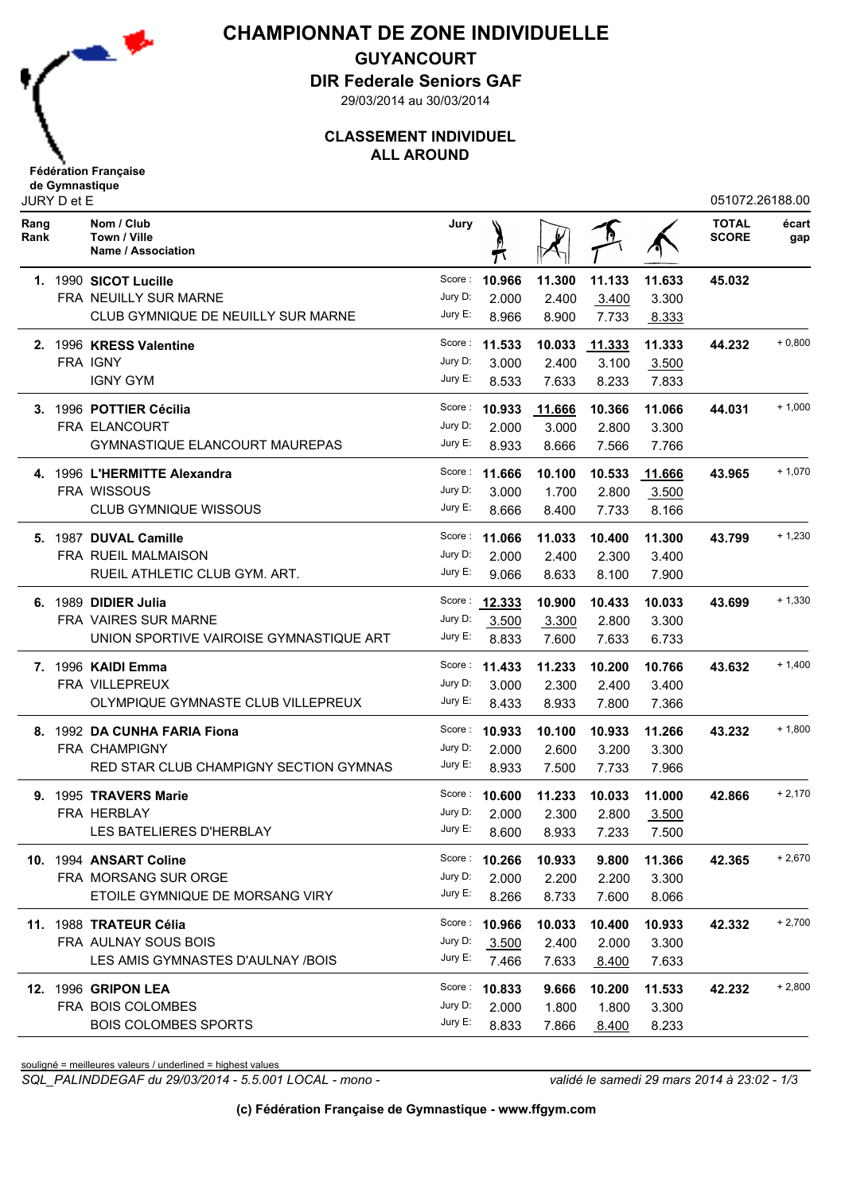# CHAMPIONNAT DE ZONE INDIVIDUELLE

## GUYANCOURT

## DIR Federale Seniors GAF

29/03/2014 au 30/03/2014

## CLASSEMENT INDIVIDUEL
## ALL AROUND

Fédération Française de Gymnastique

JURY D et E — 051072.26188.00

| Rang Rank | Nom / Club Town / Ville Name / Association | Jury | Saut | Barres | Poutre | Sol | TOTAL SCORE | écart gap |
|---|---|---|---|---|---|---|---|---|
| 1. | 1990 **SICOT Lucille** | Score : | **10.966** | **11.300** | **11.133** | **11.633** | **45.032** | |
| | FRA NEUILLY SUR MARNE | Jury D: | 2.000 | 2.400 | 3.400 | 3.300 | | |
| | CLUB GYMNIQUE DE NEUILLY SUR MARNE | Jury E: | 8.966 | 8.900 | 7.733 | 8.333 | | |
| 2. | 1996 **KRESS Valentine** | Score : | **11.533** | **10.033** | **11.333** | **11.333** | **44.232** | + 0,800 |
| | FRA IGNY | Jury D: | 3.000 | 2.400 | 3.100 | 3.500 | | |
| | IGNY GYM | Jury E: | 8.533 | 7.633 | 8.233 | 7.833 | | |
| 3. | 1996 **POTTIER Cécilia** | Score : | **10.933** | **11.666** | **10.366** | **11.066** | **44.031** | + 1,000 |
| | FRA ELANCOURT | Jury D: | 2.000 | 3.000 | 2.800 | 3.300 | | |
| | GYMNASTIQUE ELANCOURT MAUREPAS | Jury E: | 8.933 | 8.666 | 7.566 | 7.766 | | |
| 4. | 1996 **L'HERMITTE Alexandra** | Score : | **11.666** | **10.100** | **10.533** | **11.666** | **43.965** | + 1,070 |
| | FRA WISSOUS | Jury D: | 3.000 | 1.700 | 2.800 | 3.500 | | |
| | CLUB GYMNIQUE WISSOUS | Jury E: | 8.666 | 8.400 | 7.733 | 8.166 | | |
| 5. | 1987 **DUVAL Camille** | Score : | **11.066** | **11.033** | **10.400** | **11.300** | **43.799** | + 1,230 |
| | FRA RUEIL MALMAISON | Jury D: | 2.000 | 2.400 | 2.300 | 3.400 | | |
| | RUEIL ATHLETIC CLUB GYM. ART. | Jury E: | 9.066 | 8.633 | 8.100 | 7.900 | | |
| 6. | 1989 **DIDIER Julia** | Score : | **12.333** | **10.900** | **10.433** | **10.033** | **43.699** | + 1,330 |
| | FRA VAIRES SUR MARNE | Jury D: | 3.500 | 3.300 | 2.800 | 3.300 | | |
| | UNION SPORTIVE VAIROISE GYMNASTIQUE ART | Jury E: | 8.833 | 7.600 | 7.633 | 6.733 | | |
| 7. | 1996 **KAIDI Emma** | Score : | **11.433** | **11.233** | **10.200** | **10.766** | **43.632** | + 1,400 |
| | FRA VILLEPREUX | Jury D: | 3.000 | 2.300 | 2.400 | 3.400 | | |
| | OLYMPIQUE GYMNASTE CLUB VILLEPREUX | Jury E: | 8.433 | 8.933 | 7.800 | 7.366 | | |
| 8. | 1992 **DA CUNHA FARIA Fiona** | Score : | **10.933** | **10.100** | **10.933** | **11.266** | **43.232** | + 1,800 |
| | FRA CHAMPIGNY | Jury D: | 2.000 | 2.600 | 3.200 | 3.300 | | |
| | RED STAR CLUB CHAMPIGNY SECTION GYMNAS | Jury E: | 8.933 | 7.500 | 7.733 | 7.966 | | |
| 9. | 1995 **TRAVERS Marie** | Score : | **10.600** | **11.233** | **10.033** | **11.000** | **42.866** | + 2,170 |
| | FRA HERBLAY | Jury D: | 2.000 | 2.300 | 2.800 | 3.500 | | |
| | LES BATELIERES D'HERBLAY | Jury E: | 8.600 | 8.933 | 7.233 | 7.500 | | |
| 10. | 1994 **ANSART Coline** | Score : | **10.266** | **10.933** | **9.800** | **11.366** | **42.365** | + 2,670 |
| | FRA MORSANG SUR ORGE | Jury D: | 2.000 | 2.200 | 2.200 | 3.300 | | |
| | ETOILE GYMNIQUE DE MORSANG VIRY | Jury E: | 8.266 | 8.733 | 7.600 | 8.066 | | |
| 11. | 1988 **TRATEUR Célia** | Score : | **10.966** | **10.033** | **10.400** | **10.933** | **42.332** | + 2,700 |
| | FRA AULNAY SOUS BOIS | Jury D: | 3.500 | 2.400 | 2.000 | 3.300 | | |
| | LES AMIS GYMNASTES D'AULNAY /BOIS | Jury E: | 7.466 | 7.633 | 8.400 | 7.633 | | |
| 12. | 1996 **GRIPON LEA** | Score : | **10.833** | **9.666** | **10.200** | **11.533** | **42.232** | + 2,800 |
| | FRA BOIS COLOMBES | Jury D: | 2.000 | 1.800 | 1.800 | 3.300 | | |
| | BOIS COLOMBES SPORTS | Jury E: | 8.833 | 7.866 | 8.400 | 8.233 | | |

souligné = meilleures valeurs / underlined = highest values

*SQL_PALINDDEGAF du 29/03/2014 - 5.5.001 LOCAL - mono -* *validé le samedi 29 mars 2014 à 23:02*

**(c) Fédération Française de Gymnastique - www.ffgym.com**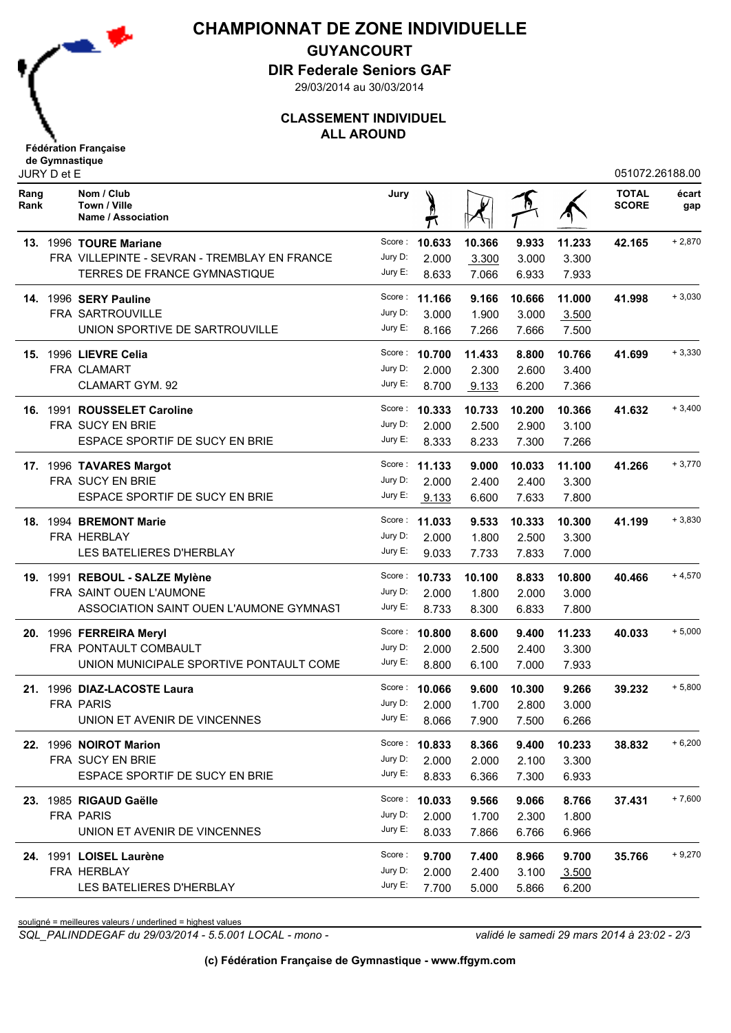# CHAMPIONNAT DE ZONE INDIVIDUELLE

**GUYANCOURT**

**DIR Federale Seniors GAF**

29/03/2014 au 30/03/2014

**CLASSEMENT INDIVIDUEL**
**ALL AROUND**

**Fédération Française de Gymnastique**

JURY D et E — 051072.26188.00

| Rang Rank | Nom / Club / Town / Ville / Name / Association | Jury | Saut | Barres | Poutre | Sol | TOTAL SCORE | écart gap |
|---|---|---|---|---|---|---|---|---|
| **13.** | 1996 **TOURE Mariane** | Score : | **10.633** | **10.366** | **9.933** | **11.233** | **42.165** | + 2,870 |
| | FRA VILLEPINTE - SEVRAN - TREMBLAY EN FRANCE | Jury D: | 2.000 | 3.300 | 3.000 | 3.300 | | |
| | TERRES DE FRANCE GYMNASTIQUE | Jury E: | 8.633 | 7.066 | 6.933 | 7.933 | | |
| **14.** | 1996 **SERY Pauline** | Score : | **11.166** | **9.166** | **10.666** | **11.000** | **41.998** | + 3,030 |
| | FRA SARTROUVILLE | Jury D: | 3.000 | 1.900 | 3.000 | 3.500 | | |
| | UNION SPORTIVE DE SARTROUVILLE | Jury E: | 8.166 | 7.266 | 7.666 | 7.500 | | |
| **15.** | 1996 **LIEVRE Celia** | Score : | **10.700** | **11.433** | **8.800** | **10.766** | **41.699** | + 3,330 |
| | FRA CLAMART | Jury D: | 2.000 | 2.300 | 2.600 | 3.400 | | |
| | CLAMART GYM. 92 | Jury E: | 8.700 | 9.133 | 6.200 | 7.366 | | |
| **16.** | 1991 **ROUSSELET Caroline** | Score : | **10.333** | **10.733** | **10.200** | **10.366** | **41.632** | + 3,400 |
| | FRA SUCY EN BRIE | Jury D: | 2.000 | 2.500 | 2.900 | 3.100 | | |
| | ESPACE SPORTIF DE SUCY EN BRIE | Jury E: | 8.333 | 8.233 | 7.300 | 7.266 | | |
| **17.** | 1996 **TAVARES Margot** | Score : | **11.133** | **9.000** | **10.033** | **11.100** | **41.266** | + 3,770 |
| | FRA SUCY EN BRIE | Jury D: | 2.000 | 2.400 | 2.400 | 3.300 | | |
| | ESPACE SPORTIF DE SUCY EN BRIE | Jury E: | 9.133 | 6.600 | 7.633 | 7.800 | | |
| **18.** | 1994 **BREMONT Marie** | Score : | **11.033** | **9.533** | **10.333** | **10.300** | **41.199** | + 3,830 |
| | FRA HERBLAY | Jury D: | 2.000 | 1.800 | 2.500 | 3.300 | | |
| | LES BATELIERES D'HERBLAY | Jury E: | 9.033 | 7.733 | 7.833 | 7.000 | | |
| **19.** | 1991 **REBOUL - SALZE Mylène** | Score : | **10.733** | **10.100** | **8.833** | **10.800** | **40.466** | + 4,570 |
| | FRA SAINT OUEN L'AUMONE | Jury D: | 2.000 | 1.800 | 2.000 | 3.000 | | |
| | ASSOCIATION SAINT OUEN L'AUMONE GYMNAST | Jury E: | 8.733 | 8.300 | 6.833 | 7.800 | | |
| **20.** | 1996 **FERREIRA Meryl** | Score : | **10.800** | **8.600** | **9.400** | **11.233** | **40.033** | + 5,000 |
| | FRA PONTAULT COMBAULT | Jury D: | 2.000 | 2.500 | 2.400 | 3.300 | | |
| | UNION MUNICIPALE SPORTIVE PONTAULT COMB | Jury E: | 8.800 | 6.100 | 7.000 | 7.933 | | |
| **21.** | 1996 **DIAZ-LACOSTE Laura** | Score : | **10.066** | **9.600** | **10.300** | **9.266** | **39.232** | + 5,800 |
| | FRA PARIS | Jury D: | 2.000 | 1.700 | 2.800 | 3.000 | | |
| | UNION ET AVENIR DE VINCENNES | Jury E: | 8.066 | 7.900 | 7.500 | 6.266 | | |
| **22.** | 1996 **NOIROT Marion** | Score : | **10.833** | **8.366** | **9.400** | **10.233** | **38.832** | + 6,200 |
| | FRA SUCY EN BRIE | Jury D: | 2.000 | 2.000 | 2.100 | 3.300 | | |
| | ESPACE SPORTIF DE SUCY EN BRIE | Jury E: | 8.833 | 6.366 | 7.300 | 6.933 | | |
| **23.** | 1985 **RIGAUD Gaëlle** | Score : | **10.033** | **9.566** | **9.066** | **8.766** | **37.431** | + 7,600 |
| | FRA PARIS | Jury D: | 2.000 | 1.700 | 2.300 | 1.800 | | |
| | UNION ET AVENIR DE VINCENNES | Jury E: | 8.033 | 7.866 | 6.766 | 6.966 | | |
| **24.** | 1991 **LOISEL Laurène** | Score : | **9.700** | **7.400** | **8.966** | **9.700** | **35.766** | + 9,270 |
| | FRA HERBLAY | Jury D: | 2.000 | 2.400 | 3.100 | 3.500 | | |
| | LES BATELIERES D'HERBLAY | Jury E: | 7.700 | 5.000 | 5.866 | 6.200 | | |

souligné = meilleures valeurs / underlined = highest values

*SQL_PALINDDEGAF du 29/03/2014 - 5.5.001 LOCAL - mono -* *validé le samedi 29 mars 2014 à 23:02*

**(c) Fédération Française de Gymnastique - www.ffgym.com**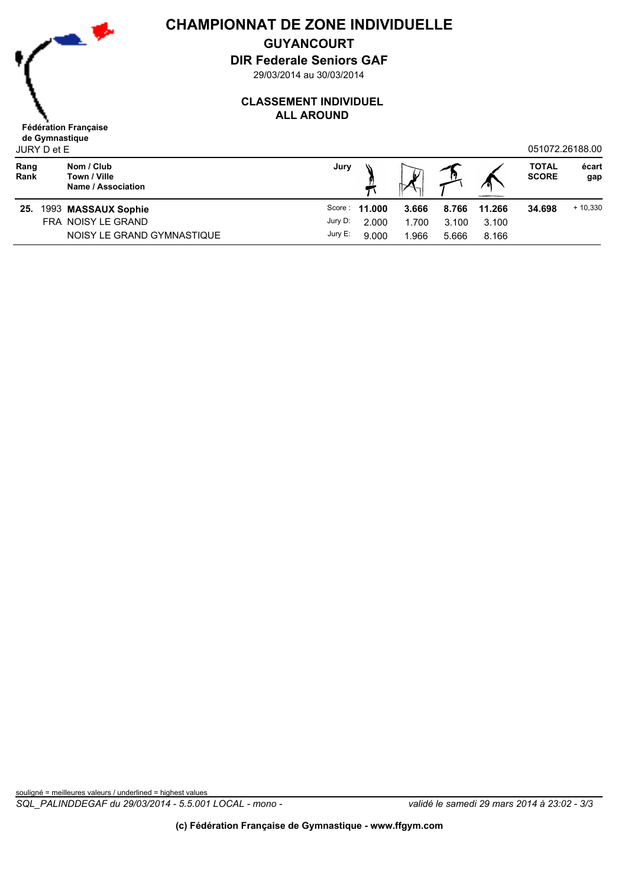# CHAMPIONNAT DE ZONE INDIVIDUELLE

## GUYANCOURT

## DIR Federale Seniors GAF

29/03/2014 au 30/03/2014

### CLASSEMENT INDIVIDUEL
### ALL AROUND

**Fédération Française de Gymnastique**

JURY D et E

051072.26188.00

| Rang Rank | Nom / Club Town / Ville Name / Association | Jury | Saut | Barres | Poutre | Sol | TOTAL SCORE | écart gap |
|---|---|---|---|---|---|---|---|---|
| **25.** | 1993 **MASSAUX Sophie** | Score : | **11.000** | **3.666** | **8.766** | **11.266** | **34.698** | + 10,330 |
| | FRA NOISY LE GRAND | Jury D: | 2.000 | 1.700 | 3.100 | 3.100 | | |
| | NOISY LE GRAND GYMNASTIQUE | Jury E: | 9.000 | 1.966 | 5.666 | 8.166 | | |

souligné = meilleures valeurs / underlined = highest values

*SQL_PALINDDEGAF du 29/03/2014 - 5.5.001 LOCAL - mono -* *validé le samedi 29 mars 2014 à 23:02*

**(c) Fédération Française de Gymnastique - www.ffgym.com**